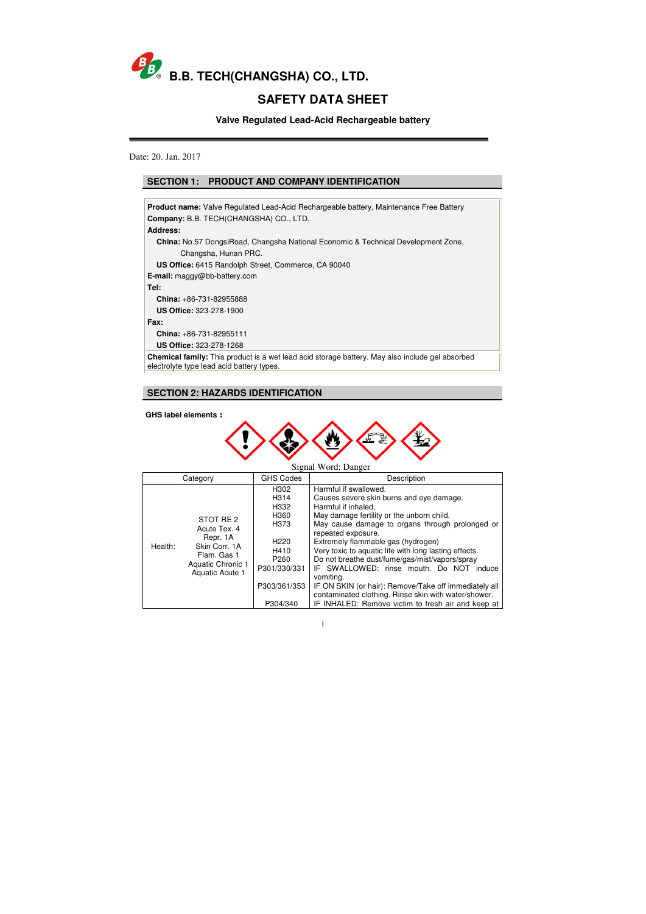**B.B. TECH(CHANGSHA) CO., LTD.**

# SAFETY DATA SHEET

**Valve Regulated Lead-Acid Rechargeable battery**

Date: 20. Jan. 2017

## SECTION 1: PRODUCT AND COMPANY IDENTIFICATION

**Product name:** Valve Regulated Lead-Acid Rechargeable battery, Maintenance Free Battery
**Company:** B.B. TECH(CHANGSHA) CO., LTD.
**Address:**
**China:** No.57 DongsiRoad, Changsha National Economic & Technical Development Zone, Changsha, Hunan PRC.
**US Office:** 6415 Randolph Street, Commerce, CA 90040
**E-mail:** maggy@bb-battery.com
**Tel:**
**China:** +86-731-82955888
**US Office:** 323-278-1900
**Fax:**
**China:** +86-731-82955111
**US Office:** 323-278-1268
**Chemical family:** This product is a wet lead acid storage battery. May also include gel absorbed electrolyte type lead acid battery types.

## SECTION 2: HAZARDS IDENTIFICATION

**GHS label elements：**

Signal Word: Danger

| Category | | GHS Codes | Description |
|---|---|---|---|
| Health: | STOT RE 2<br>Acute Tox. 4<br>Repr. 1A<br>Skin Corr. 1A<br>Flam. Gas 1<br>Aquatic Chronic 1<br>Aquatic Acute 1 | H302 | Harmful if swallowed. |
| | | H314 | Causes severe skin burns and eye damage. |
| | | H332 | Harmful if inhaled. |
| | | H360 | May damage fertility or the unborn child. |
| | | H373 | May cause damage to organs through prolonged or repeated exposure. |
| | | H220 | Extremely flammable gas (hydrogen) |
| | | H410 | Very toxic to aquatic life with long lasting effects. |
| | | P260 | Do not breathe dust/fume/gas/mist/vapors/spray |
| | | P301/330/331 | IF SWALLOWED: rinse mouth. Do NOT induce vomiting. |
| | | P303/361/353 | IF ON SKIN (or hair): Remove/Take off immediately all contaminated clothing. Rinse skin with water/shower. |
| | | P304/340 | IF INHALED: Remove victim to fresh air and keep at |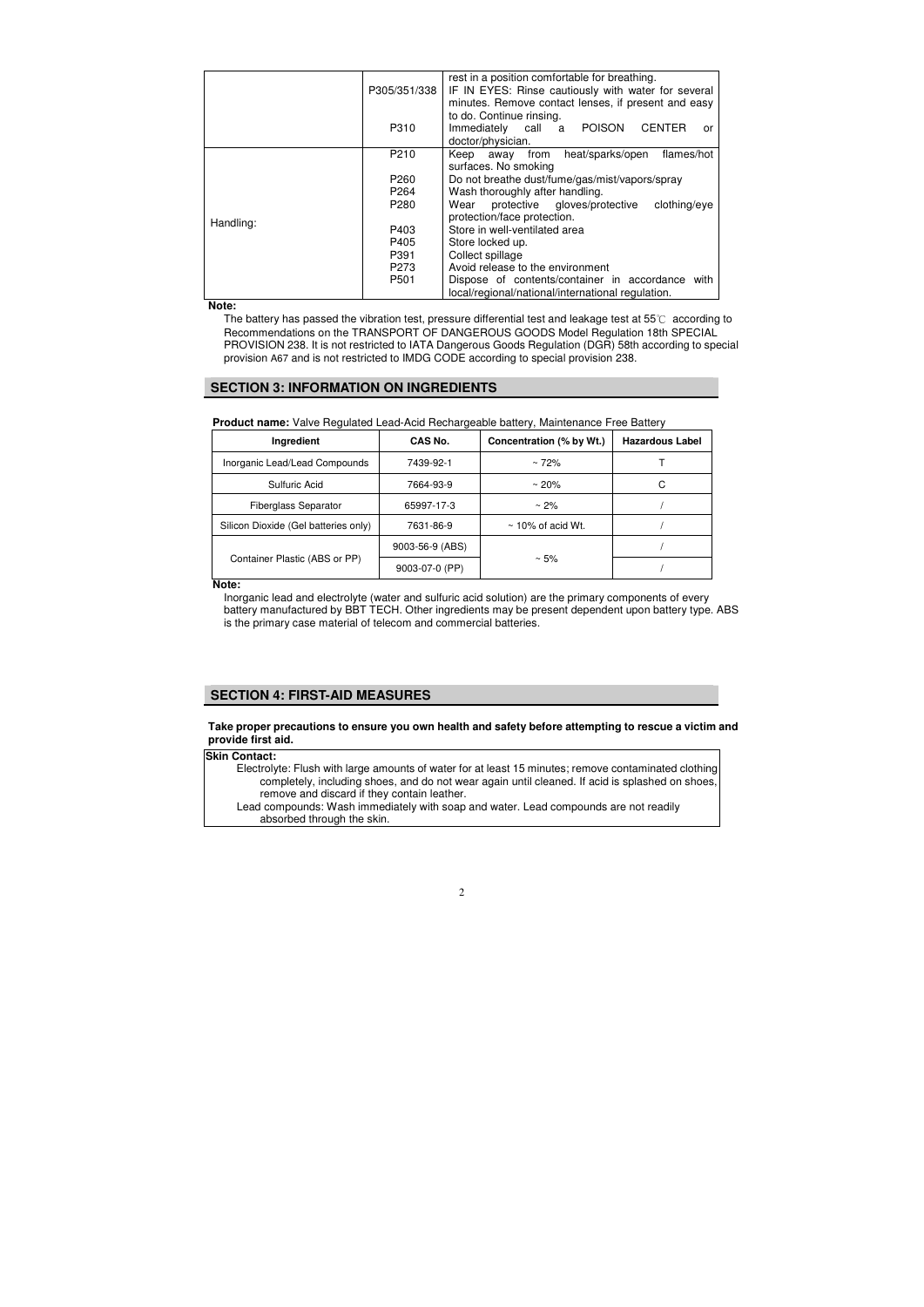| | | |
|---|---|---|
| | | rest in a position comfortable for breathing. |
| | P305/351/338 | IF IN EYES: Rinse cautiously with water for several minutes. Remove contact lenses, if present and easy to do. Continue rinsing. |
| | P310 | Immediately call a POISON CENTER or doctor/physician. |
| Handling: | P210 | Keep away from heat/sparks/open flames/hot surfaces. No smoking |
| | P260 | Do not breathe dust/fume/gas/mist/vapors/spray |
| | P264 | Wash thoroughly after handling. |
| | P280 | Wear protective gloves/protective clothing/eye protection/face protection. |
| | P403 | Store in well-ventilated area |
| | P405 | Store locked up. |
| | P391 | Collect spillage |
| | P273 | Avoid release to the environment |
| | P501 | Dispose of contents/container in accordance with local/regional/national/international regulation. |

**Note:**

The battery has passed the vibration test, pressure differential test and leakage test at 55℃ according to Recommendations on the TRANSPORT OF DANGEROUS GOODS Model Regulation 18th SPECIAL PROVISION 238. It is not restricted to IATA Dangerous Goods Regulation (DGR) 58th according to special provision A67 and is not restricted to IMDG CODE according to special provision 238.

## SECTION 3: INFORMATION ON INGREDIENTS

**Product name:** Valve Regulated Lead-Acid Rechargeable battery, Maintenance Free Battery

| Ingredient | CAS No. | Concentration (% by Wt.) | Hazardous Label |
|---|---|---|---|
| Inorganic Lead/Lead Compounds | 7439-92-1 | ~ 72% | T |
| Sulfuric Acid | 7664-93-9 | ~ 20% | C |
| Fiberglass Separator | 65997-17-3 | ~ 2% | / |
| Silicon Dioxide (Gel batteries only) | 7631-86-9 | ~ 10% of acid Wt. | / |
| Container Plastic (ABS or PP) | 9003-56-9 (ABS) | ~ 5% | / |
| | 9003-07-0 (PP) | | / |

**Note:**

Inorganic lead and electrolyte (water and sulfuric acid solution) are the primary components of every battery manufactured by BBT TECH. Other ingredients may be present dependent upon battery type. ABS is the primary case material of telecom and commercial batteries.

## SECTION 4: FIRST-AID MEASURES

**Take proper precautions to ensure you own health and safety before attempting to rescue a victim and provide first aid.**

**Skin Contact:**

Electrolyte: Flush with large amounts of water for at least 15 minutes; remove contaminated clothing completely, including shoes, and do not wear again until cleaned. If acid is splashed on shoes, remove and discard if they contain leather.

Lead compounds: Wash immediately with soap and water. Lead compounds are not readily absorbed through the skin.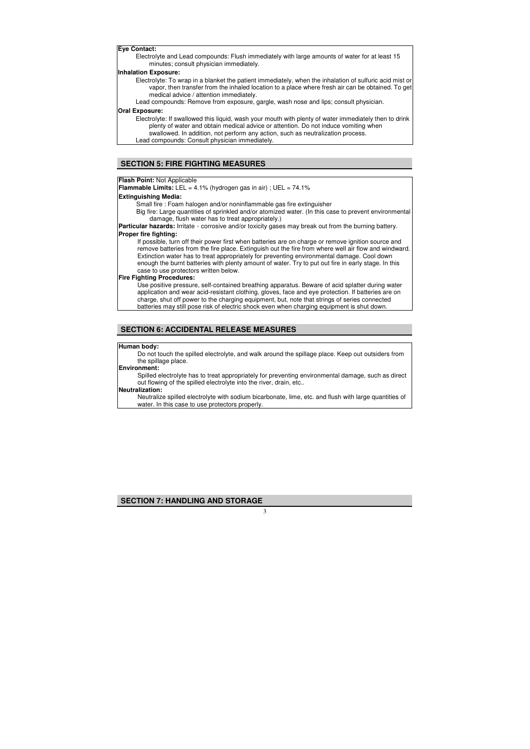**Eye Contact:**

Electrolyte and Lead compounds: Flush immediately with large amounts of water for at least 15 minutes; consult physician immediately.

**Inhalation Exposure:**

Electrolyte: To wrap in a blanket the patient immediately, when the inhalation of sulfuric acid mist or vapor, then transfer from the inhaled location to a place where fresh air can be obtained. To get medical advice / attention immediately.

Lead compounds: Remove from exposure, gargle, wash nose and lips; consult physician.

**Oral Exposure:**

Electrolyte: If swallowed this liquid, wash your mouth with plenty of water immediately then to drink plenty of water and obtain medical advice or attention. Do not induce vomiting when swallowed. In addition, not perform any action, such as neutralization process.

Lead compounds: Consult physician immediately.

## SECTION 5: FIRE FIGHTING MEASURES

**Flash Point:** Not Applicable

**Flammable Limits:** LEL = 4.1% (hydrogen gas in air) ; UEL = 74.1%

**Extinguishing Media:**

Small fire : Foam halogen and/or noninflammable gas fire extinguisher

Big fire: Large quantities of sprinkled and/or atomized water. (In this case to prevent environmental damage, flush water has to treat appropriately.)

**Particular hazards:** Irritate、corrosive and/or toxicity gases may break out from the burning battery.

**Proper fire fighting:**

If possible, turn off their power first when batteries are on charge or remove ignition source and remove batteries from the fire place. Extinguish out the fire from where well air flow and windward. Extinction water has to treat appropriately for preventing environmental damage. Cool down enough the burnt batteries with plenty amount of water. Try to put out fire in early stage. In this case to use protectors written below.

**Fire Fighting Procedures:**

Use positive pressure, self-contained breathing apparatus. Beware of acid splatter during water application and wear acid-resistant clothing, gloves, face and eye protection. If batteries are on charge, shut off power to the charging equipment, but, note that strings of series connected batteries may still pose risk of electric shock even when charging equipment is shut down.

## SECTION 6: ACCIDENTAL RELEASE MEASURES

**Human body:**

Do not touch the spilled electrolyte, and walk around the spillage place. Keep out outsiders from the spillage place.

**Environment:**

Spilled electrolyte has to treat appropriately for preventing environmental damage, such as direct out flowing of the spilled electrolyte into the river, drain, etc..

**Neutralization:**

Neutralize spilled electrolyte with sodium bicarbonate, lime, etc. and flush with large quantities of water. In this case to use protectors properly.

## SECTION 7: HANDLING AND STORAGE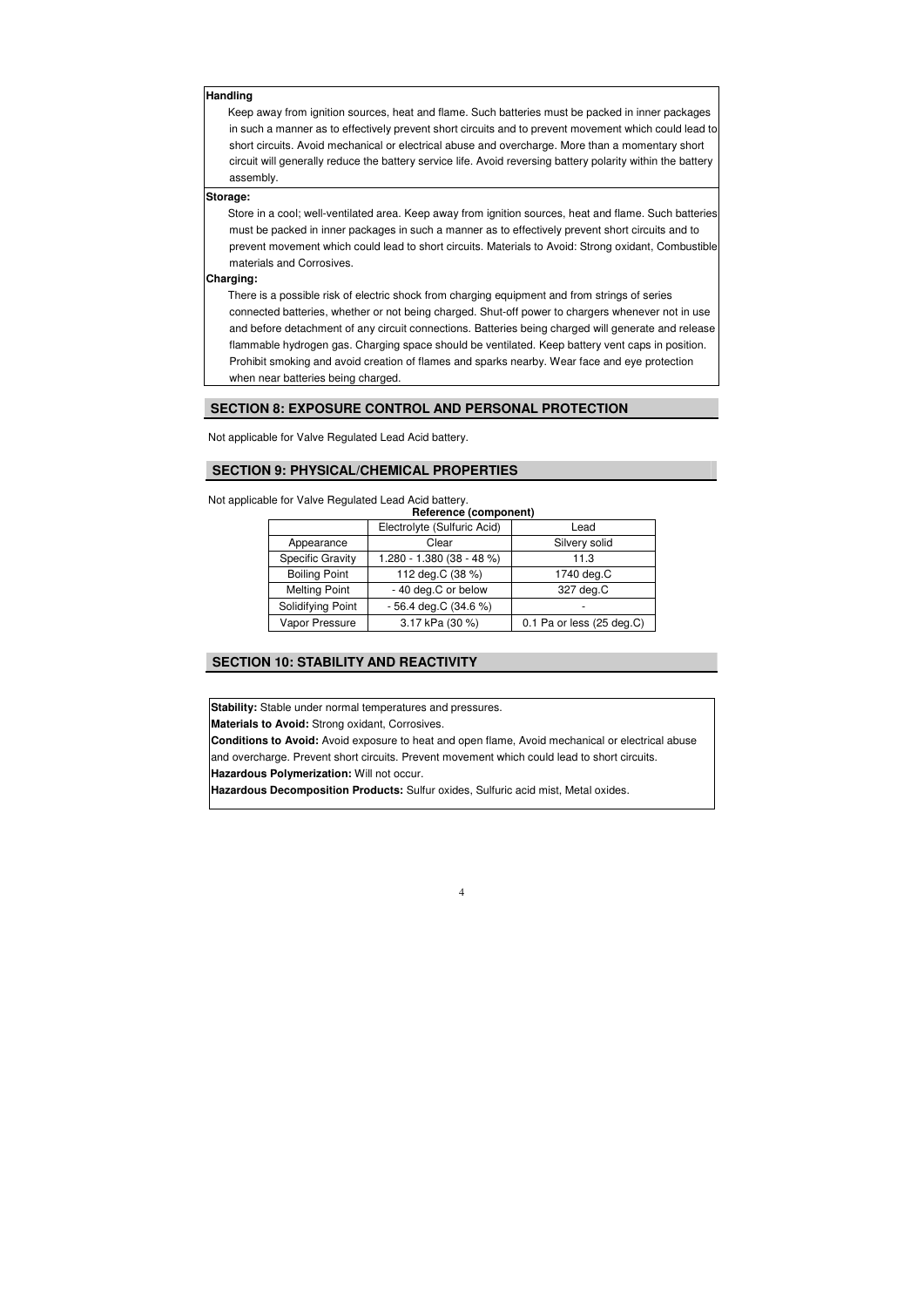**Handling**

Keep away from ignition sources, heat and flame. Such batteries must be packed in inner packages in such a manner as to effectively prevent short circuits and to prevent movement which could lead to short circuits. Avoid mechanical or electrical abuse and overcharge. More than a momentary short circuit will generally reduce the battery service life. Avoid reversing battery polarity within the battery assembly.

**Storage:**

Store in a cool; well-ventilated area. Keep away from ignition sources, heat and flame. Such batteries must be packed in inner packages in such a manner as to effectively prevent short circuits and to prevent movement which could lead to short circuits. Materials to Avoid: Strong oxidant, Combustible materials and Corrosives.

**Charging:**

There is a possible risk of electric shock from charging equipment and from strings of series connected batteries, whether or not being charged. Shut-off power to chargers whenever not in use and before detachment of any circuit connections. Batteries being charged will generate and release flammable hydrogen gas. Charging space should be ventilated. Keep battery vent caps in position. Prohibit smoking and avoid creation of flames and sparks nearby. Wear face and eye protection when near batteries being charged.

## SECTION 8: EXPOSURE CONTROL AND PERSONAL PROTECTION

Not applicable for Valve Regulated Lead Acid battery.

## SECTION 9: PHYSICAL/CHEMICAL PROPERTIES

Not applicable for Valve Regulated Lead Acid battery.

**Reference (component)**

| | Electrolyte (Sulfuric Acid) | Lead |
|---|---|---|
| Appearance | Clear | Silvery solid |
| Specific Gravity | 1.280 - 1.380 (38 - 48 %) | 11.3 |
| Boiling Point | 112 deg.C (38 %) | 1740 deg.C |
| Melting Point | - 40 deg.C or below | 327 deg.C |
| Solidifying Point | - 56.4 deg.C (34.6 %) | - |
| Vapor Pressure | 3.17 kPa (30 %) | 0.1 Pa or less (25 deg.C) |

## SECTION 10: STABILITY AND REACTIVITY

**Stability:** Stable under normal temperatures and pressures.

**Materials to Avoid:** Strong oxidant, Corrosives.

**Conditions to Avoid:** Avoid exposure to heat and open flame, Avoid mechanical or electrical abuse and overcharge. Prevent short circuits. Prevent movement which could lead to short circuits.

**Hazardous Polymerization:** Will not occur.

**Hazardous Decomposition Products:** Sulfur oxides, Sulfuric acid mist, Metal oxides.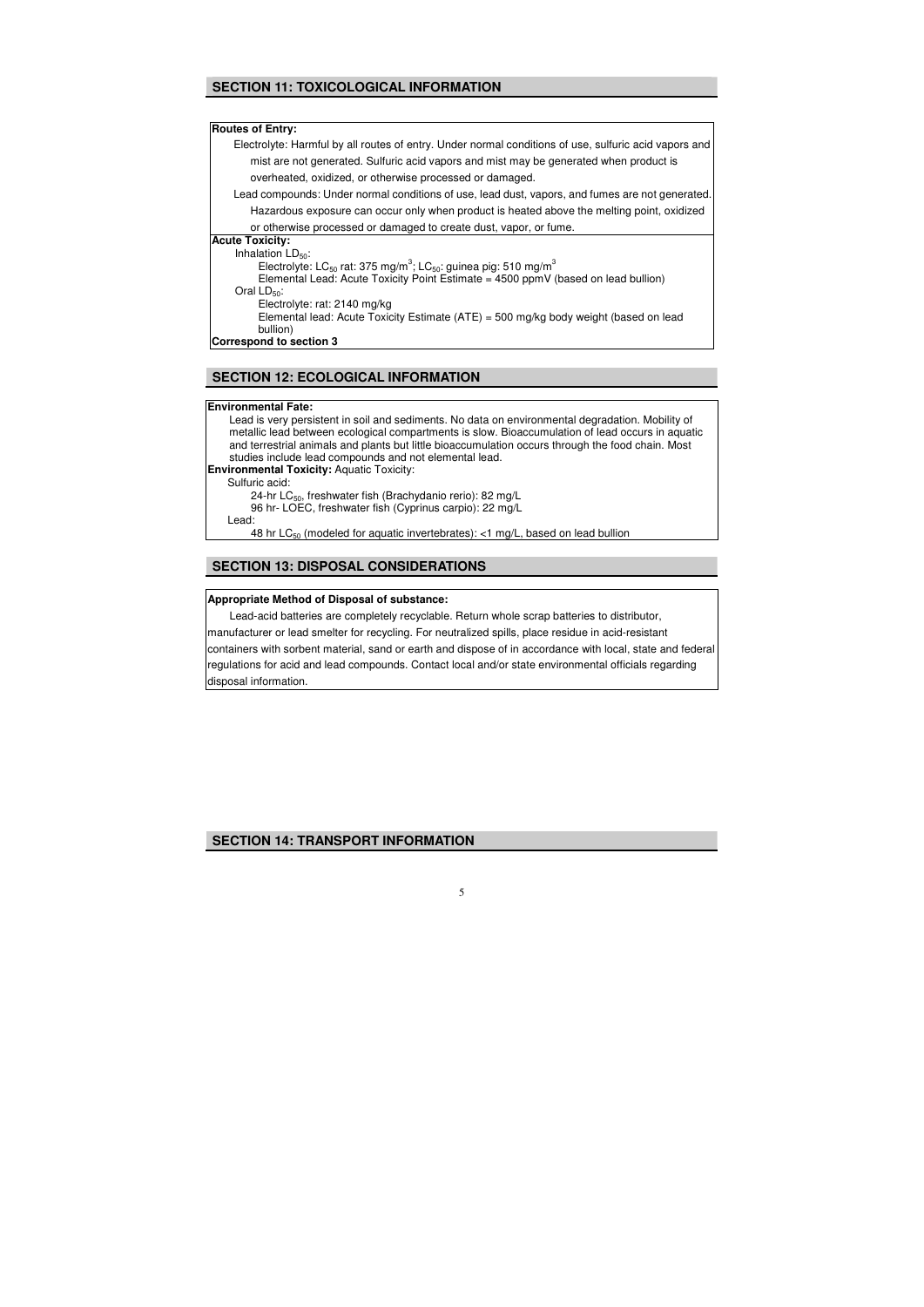## SECTION 11: TOXICOLOGICAL INFORMATION

**Routes of Entry:**

Electrolyte: Harmful by all routes of entry. Under normal conditions of use, sulfuric acid vapors and mist are not generated. Sulfuric acid vapors and mist may be generated when product is overheated, oxidized, or otherwise processed or damaged.

Lead compounds: Under normal conditions of use, lead dust, vapors, and fumes are not generated. Hazardous exposure can occur only when product is heated above the melting point, oxidized or otherwise processed or damaged to create dust, vapor, or fume.

**Acute Toxicity:**

Inhalation $LD_{50}$:

Electrolyte: $LC_{50}$ rat: 375 mg/m$^3$; $LC_{50}$: guinea pig: 510 mg/m$^3$

Elemental Lead: Acute Toxicity Point Estimate = 4500 ppmV (based on lead bullion)

Oral $LD_{50}$:

Electrolyte: rat: 2140 mg/kg

Elemental lead: Acute Toxicity Estimate (ATE) = 500 mg/kg body weight (based on lead bullion)

**Correspond to section 3**

## SECTION 12: ECOLOGICAL INFORMATION

**Environmental Fate:**

Lead is very persistent in soil and sediments. No data on environmental degradation. Mobility of metallic lead between ecological compartments is slow. Bioaccumulation of lead occurs in aquatic and terrestrial animals and plants but little bioaccumulation occurs through the food chain. Most studies include lead compounds and not elemental lead.

**Environmental Toxicity:** Aquatic Toxicity:

Sulfuric acid:

24-hr $LC_{50}$, freshwater fish (Brachydanio rerio): 82 mg/L

96 hr- LOEC, freshwater fish (Cyprinus carpio): 22 mg/L

Lead:

48 hr $LC_{50}$ (modeled for aquatic invertebrates): <1 mg/L, based on lead bullion

## SECTION 13: DISPOSAL CONSIDERATIONS

**Appropriate Method of Disposal of substance:**

Lead-acid batteries are completely recyclable. Return whole scrap batteries to distributor, manufacturer or lead smelter for recycling. For neutralized spills, place residue in acid-resistant containers with sorbent material, sand or earth and dispose of in accordance with local, state and federal regulations for acid and lead compounds. Contact local and/or state environmental officials regarding disposal information.

## SECTION 14: TRANSPORT INFORMATION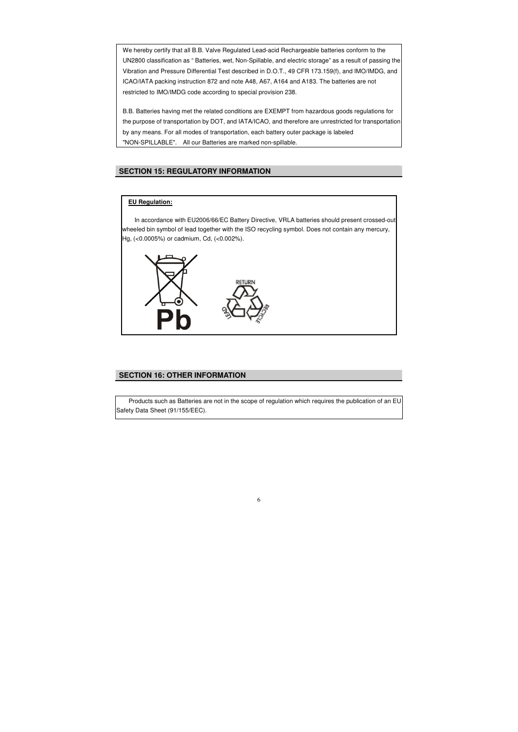We hereby certify that all B.B. Valve Regulated Lead-acid Rechargeable batteries conform to the UN2800 classification as " Batteries, wet, Non-Spillable, and electric storage" as a result of passing the Vibration and Pressure Differential Test described in D.O.T., 49 CFR 173.159(f), and IMO/IMDG, and ICAO/IATA packing instruction 872 and note A48, A67, A164 and A183. The batteries are not restricted to IMO/IMDG code according to special provision 238.

B.B. Batteries having met the related conditions are EXEMPT from hazardous goods regulations for the purpose of transportation by DOT, and IATA/ICAO, and therefore are unrestricted for transportation by any means. For all modes of transportation, each battery outer package is labeled "NON-SPILLABLE". All our Batteries are marked non-spillable.

## SECTION 15: REGULATORY INFORMATION

**EU Regulation:**

In accordance with EU2006/66/EC Battery Directive, VRLA batteries should present crossed-out wheeled bin symbol of lead together with the ISO recycling symbol. Does not contain any mercury, Hg, (<0.0005%) or cadmium, Cd, (<0.002%).

Pb

RETURN

LEAD

RECYCLE

## SECTION 16: OTHER INFORMATION

Products such as Batteries are not in the scope of regulation which requires the publication of an EU Safety Data Sheet (91/155/EEC).